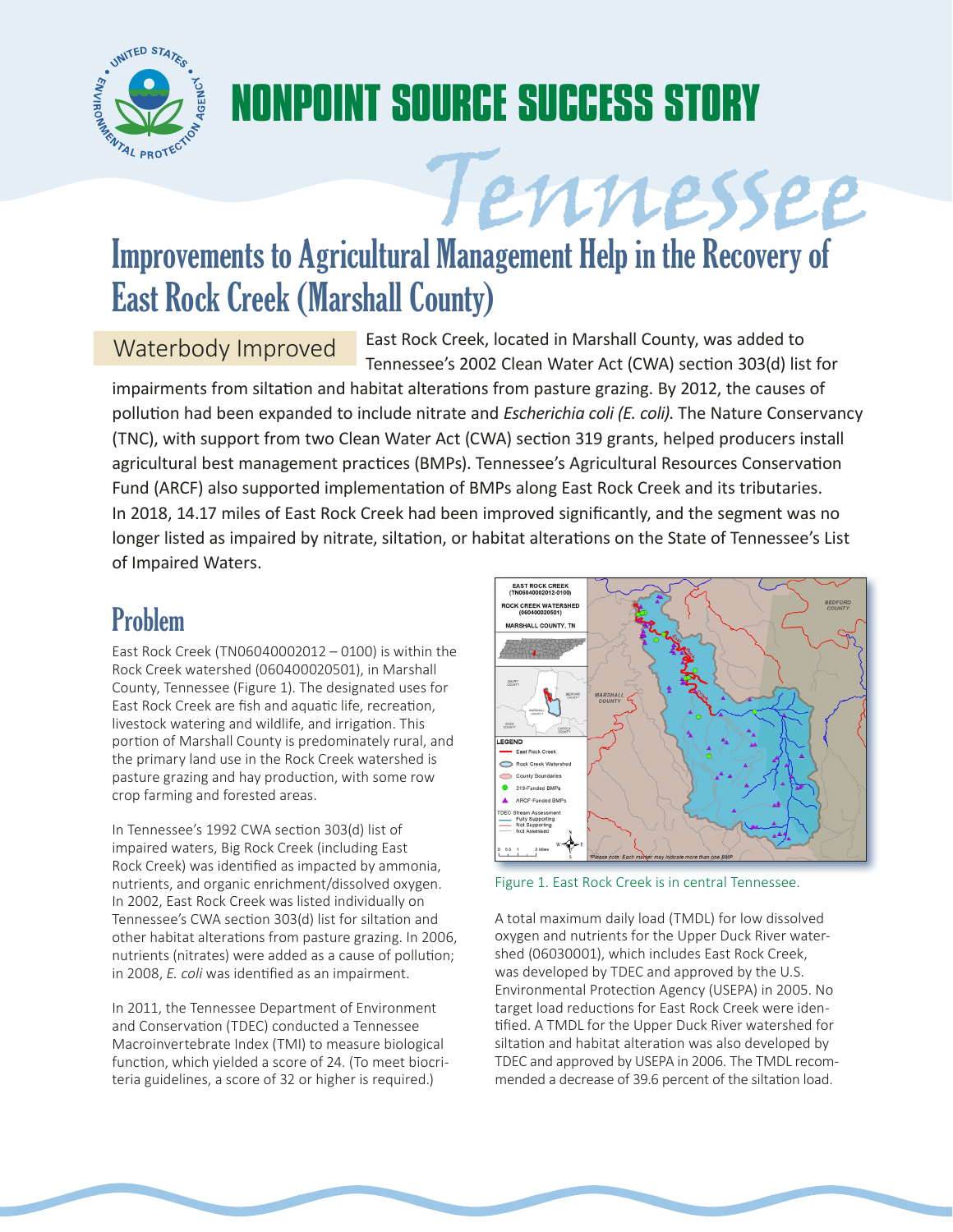# NONPOINT SOURCE SUCCESS STORY

*Tennessee*

# Improvements to Agricultural Management Help in the Recovery of East Rock Creek (Marshall County)

**Waterbody Improved** East Rock Creek, located in Marshall County, was added to Tennessee's 2002 Clean Water Act (CWA) section 303(d) list for impairments from siltation and habitat alterations from pasture grazing. By 2012, the causes of pollution had been expanded to include nitrate and *Escherichia coli (E. coli)*. The Nature Conservancy (TNC), with support from two Clean Water Act (CWA) section 319 grants, helped producers install agricultural best management practices (BMPs). Tennessee's Agricultural Resources Conservation Fund (ARCF) also supported implementation of BMPs along East Rock Creek and its tributaries. In 2018, 14.17 miles of East Rock Creek had been improved significantly, and the segment was no longer listed as impaired by nitrate, siltation, or habitat alterations on the State of Tennessee's List of Impaired Waters.

## Problem

East Rock Creek (TN06040002012 – 0100) is within the Rock Creek watershed (060400020501), in Marshall County, Tennessee (Figure 1). The designated uses for East Rock Creek are fish and aquatic life, recreation, livestock watering and wildlife, and irrigation. This portion of Marshall County is predominately rural, and the primary land use in the Rock Creek watershed is pasture grazing and hay production, with some row crop farming and forested areas.

In Tennessee's 1992 CWA section 303(d) list of impaired waters, Big Rock Creek (including East Rock Creek) was identified as impacted by ammonia, nutrients, and organic enrichment/dissolved oxygen. In 2002, East Rock Creek was listed individually on Tennessee's CWA section 303(d) list for siltation and other habitat alterations from pasture grazing. In 2006, nutrients (nitrates) were added as a cause of pollution; in 2008, *E. coli* was identified as an impairment.

In 2011, the Tennessee Department of Environment and Conservation (TDEC) conducted a Tennessee Macroinvertebrate Index (TMI) to measure biological function, which yielded a score of 24. (To meet biocriteria guidelines, a score of 32 or higher is required.)

Figure 1. East Rock Creek is in central Tennessee.

A total maximum daily load (TMDL) for low dissolved oxygen and nutrients for the Upper Duck River watershed (06030001), which includes East Rock Creek, was developed by TDEC and approved by the U.S. Environmental Protection Agency (USEPA) in 2005. No target load reductions for East Rock Creek were identified. A TMDL for the Upper Duck River watershed for siltation and habitat alteration was also developed by TDEC and approved by USEPA in 2006. The TMDL recommended a decrease of 39.6 percent of the siltation load.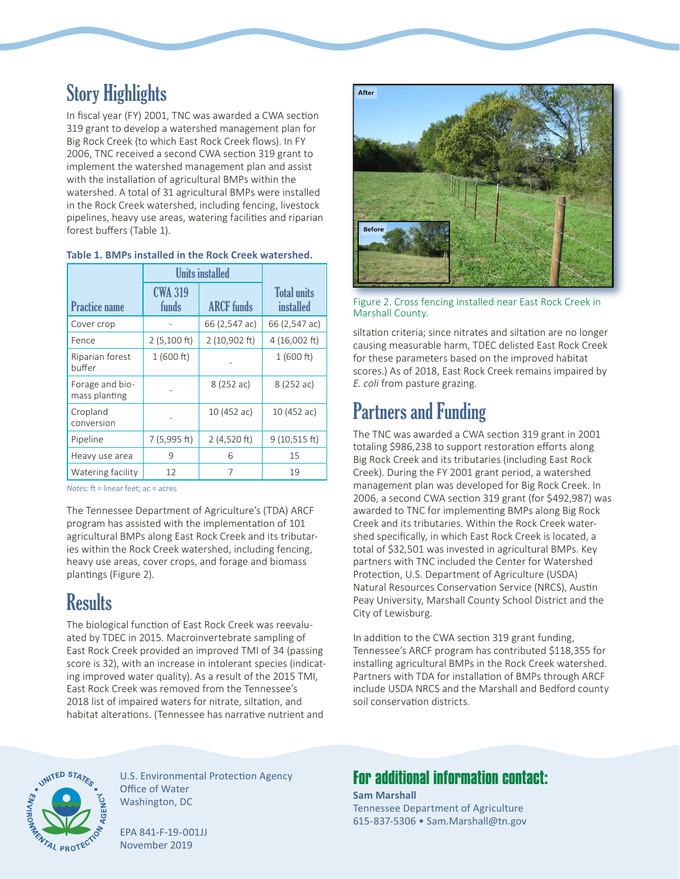## Story Highlights

In fiscal year (FY) 2001, TNC was awarded a CWA section 319 grant to develop a watershed management plan for Big Rock Creek (to which East Rock Creek flows). In FY 2006, TNC received a second CWA section 319 grant to implement the watershed management plan and assist with the installation of agricultural BMPs within the watershed. A total of 31 agricultural BMPs were installed in the Rock Creek watershed, including fencing, livestock pipelines, heavy use areas, watering facilities and riparian forest buffers (Table 1).

**Table 1. BMPs installed in the Rock Creek watershed.**

| Practice name | Units installed | | Total units installed |
|---|---|---|---|
| | CWA 319 funds | ARCF funds | |
| Cover crop | - | 66 (2,547 ac) | 66 (2,547 ac) |
| Fence | 2 (5,100 ft) | 2 (10,902 ft) | 4 (16,002 ft) |
| Riparian forest buffer | 1 (600 ft) | - | 1 (600 ft) |
| Forage and bio-mass planting | - | 8 (252 ac) | 8 (252 ac) |
| Cropland conversion | - | 10 (452 ac) | 10 (452 ac) |
| Pipeline | 7 (5,995 ft) | 2 (4,520 ft) | 9 (10,515 ft) |
| Heavy use area | 9 | 6 | 15 |
| Watering facility | 12 | 7 | 19 |

*Notes:* ft = linear feet; ac = acres

The Tennessee Department of Agriculture's (TDA) ARCF program has assisted with the implementation of 101 agricultural BMPs along East Rock Creek and its tributaries within the Rock Creek watershed, including fencing, heavy use areas, cover crops, and forage and biomass plantings (Figure 2).

## Results

The biological function of East Rock Creek was reevaluated by TDEC in 2015. Macroinvertebrate sampling of East Rock Creek provided an improved TMI of 34 (passing score is 32), with an increase in intolerant species (indicating improved water quality). As a result of the 2015 TMI, East Rock Creek was removed from the Tennessee's 2018 list of impaired waters for nitrate, siltation, and habitat alterations. (Tennessee has narrative nutrient and siltation criteria; since nitrates and siltation are no longer causing measurable harm, TDEC delisted East Rock Creek for these parameters based on the improved habitat scores.) As of 2018, East Rock Creek remains impaired by *E. coli* from pasture grazing.

After

Before

Figure 2. Cross fencing installed near East Rock Creek in Marshall County.

## Partners and Funding

The TNC was awarded a CWA section 319 grant in 2001 totaling $986,238 to support restoration efforts along Big Rock Creek and its tributaries (including East Rock Creek). During the FY 2001 grant period, a watershed management plan was developed for Big Rock Creek. In 2006, a second CWA section 319 grant (for $492,987) was awarded to TNC for implementing BMPs along Big Rock Creek and its tributaries. Within the Rock Creek watershed specifically, in which East Rock Creek is located, a total of $32,501 was invested in agricultural BMPs. Key partners with TNC included the Center for Watershed Protection, U.S. Department of Agriculture (USDA) Natural Resources Conservation Service (NRCS), Austin Peay University, Marshall County School District and the City of Lewisburg.

In addition to the CWA section 319 grant funding, Tennessee's ARCF program has contributed $118,355 for installing agricultural BMPs in the Rock Creek watershed. Partners with TDA for installation of BMPs through ARCF include USDA NRCS and the Marshall and Bedford county soil conservation districts.

U.S. Environmental Protection Agency
Office of Water
Washington, DC

EPA 841-F-19-001JJ
November 2019

### For additional information contact:

**Sam Marshall**
Tennessee Department of Agriculture
615-837-5306 • Sam.Marshall@tn.gov